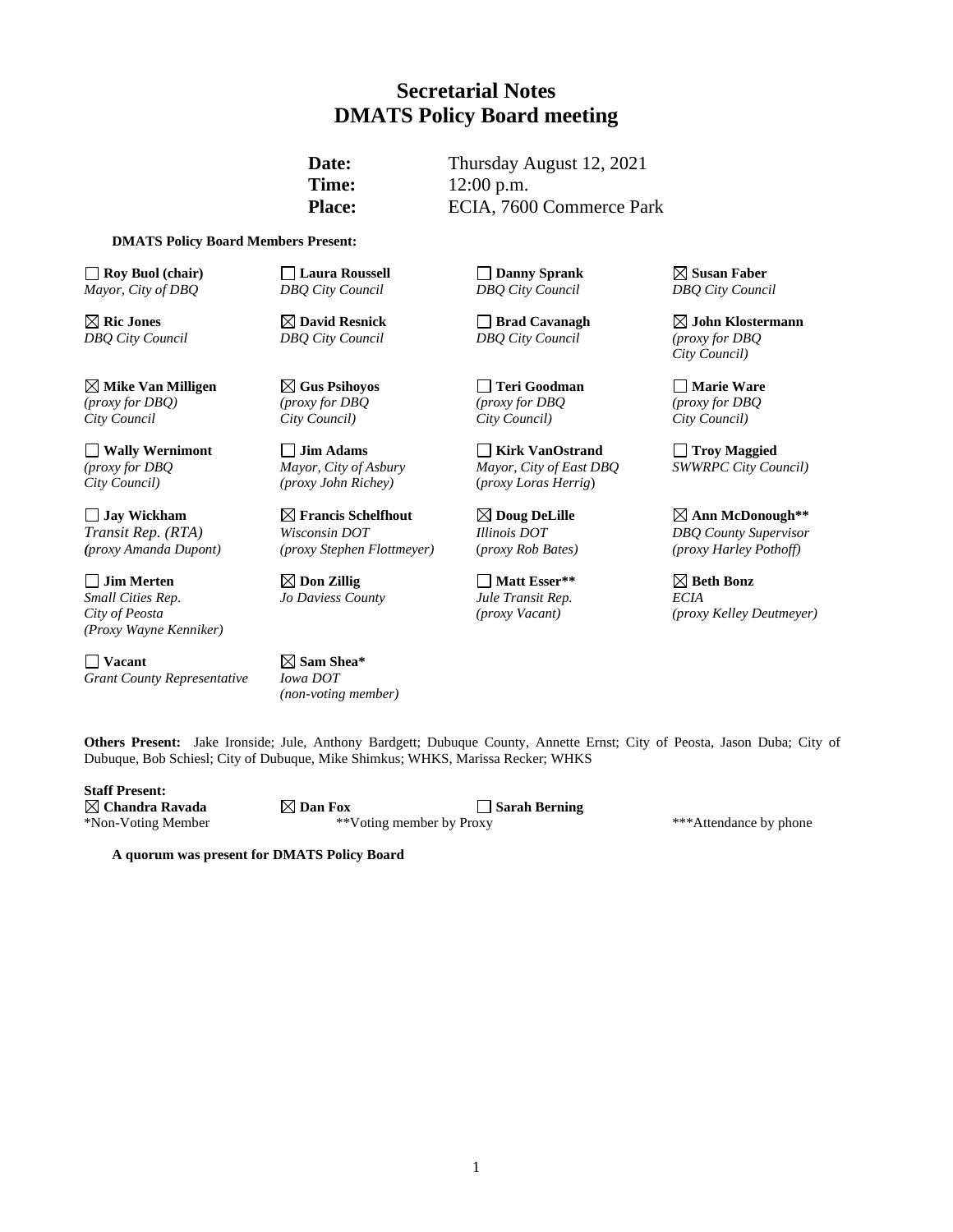# Secretarial Notes
# DMATS Policy Board meeting

**Date:** Thursday August 12, 2021
**Time:** 12:00 p.m.
**Place:** ECIA, 7600 Commerce Park

**DMATS Policy Board Members Present:**

| | | | |
|---|---|---|---|
| ☐ **Roy Buol (chair)** *Mayor, City of DBQ* | ☐ **Laura Roussell** *DBQ City Council* | ☐ **Danny Sprank** *DBQ City Council* | ☒ **Susan Faber** *DBQ City Council* |
| ☒ **Ric Jones** *DBQ City Council* | ☒ **David Resnick** *DBQ City Council* | ☐ **Brad Cavanagh** *DBQ City Council* | ☒ **John Klostermann** *(proxy for DBQ City Council)* |
| ☒ **Mike Van Milligen** *(proxy for DBQ) City Council* | ☒ **Gus Psihoyos** *(proxy for DBQ City Council)* | ☐ **Teri Goodman** *(proxy for DBQ City Council)* | ☐ **Marie Ware** *(proxy for DBQ City Council)* |
| ☐ **Wally Wernimont** *(proxy for DBQ City Council)* | ☐ **Jim Adams** *Mayor, City of Asbury (proxy John Richey)* | ☐ **Kirk VanOstrand** *Mayor, City of East DBQ (proxy Loras Herrig)* | ☐ **Troy Maggied** *SWWRPC City Council)* |
| ☐ **Jay Wickham** *Transit Rep. (RTA) (proxy Amanda Dupont)* | ☒ **Francis Schelfhout** *Wisconsin DOT (proxy Stephen Flottmeyer)* | ☒ **Doug DeLille** *Illinois DOT (proxy Rob Bates)* | ☒ **Ann McDonough**** *DBQ County Supervisor (proxy Harley Pothoff)* |
| ☐ **Jim Merten** *Small Cities Rep. City of Peosta (Proxy Wayne Kenniker)* | ☒ **Don Zillig** *Jo Daviess County* | ☐ **Matt Esser**** *Jule Transit Rep. (proxy Vacant)* | ☒ **Beth Bonz** *ECIA (proxy Kelley Deutmeyer)* |
| ☐ **Vacant** *Grant County Representative* | ☒ **Sam Shea*** *Iowa DOT (non-voting member)* | | |

**Others Present:** Jake Ironside; Jule, Anthony Bardgett; Dubuque County, Annette Ernst; City of Peosta, Jason Duba; City of Dubuque, Bob Schiesl; City of Dubuque, Mike Shimkus; WHKS, Marissa Recker; WHKS

**Staff Present:**
☒ **Chandra Ravada** ☒ **Dan Fox** ☐ **Sarah Berning**

*Non-Voting Member **Voting member by Proxy ***Attendance by phone

**A quorum was present for DMATS Policy Board**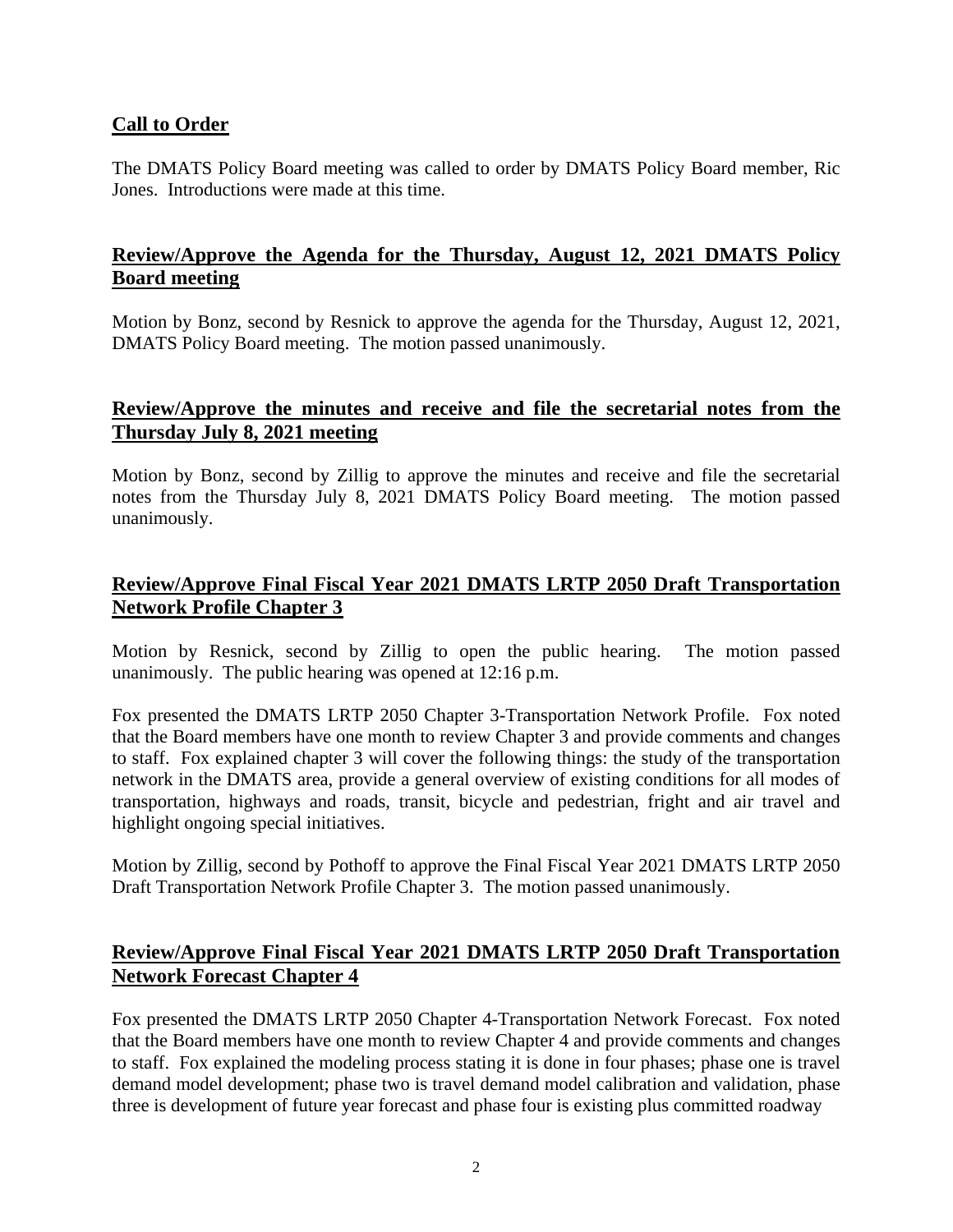## Call to Order

The DMATS Policy Board meeting was called to order by DMATS Policy Board member, Ric Jones. Introductions were made at this time.

## Review/Approve the Agenda for the Thursday, August 12, 2021 DMATS Policy Board meeting

Motion by Bonz, second by Resnick to approve the agenda for the Thursday, August 12, 2021, DMATS Policy Board meeting. The motion passed unanimously.

## Review/Approve the minutes and receive and file the secretarial notes from the Thursday July 8, 2021 meeting

Motion by Bonz, second by Zillig to approve the minutes and receive and file the secretarial notes from the Thursday July 8, 2021 DMATS Policy Board meeting. The motion passed unanimously.

## Review/Approve Final Fiscal Year 2021 DMATS LRTP 2050 Draft Transportation Network Profile Chapter 3

Motion by Resnick, second by Zillig to open the public hearing. The motion passed unanimously. The public hearing was opened at 12:16 p.m.

Fox presented the DMATS LRTP 2050 Chapter 3-Transportation Network Profile. Fox noted that the Board members have one month to review Chapter 3 and provide comments and changes to staff. Fox explained chapter 3 will cover the following things: the study of the transportation network in the DMATS area, provide a general overview of existing conditions for all modes of transportation, highways and roads, transit, bicycle and pedestrian, fright and air travel and highlight ongoing special initiatives.

Motion by Zillig, second by Pothoff to approve the Final Fiscal Year 2021 DMATS LRTP 2050 Draft Transportation Network Profile Chapter 3. The motion passed unanimously.

## Review/Approve Final Fiscal Year 2021 DMATS LRTP 2050 Draft Transportation Network Forecast Chapter 4

Fox presented the DMATS LRTP 2050 Chapter 4-Transportation Network Forecast. Fox noted that the Board members have one month to review Chapter 4 and provide comments and changes to staff. Fox explained the modeling process stating it is done in four phases; phase one is travel demand model development; phase two is travel demand model calibration and validation, phase three is development of future year forecast and phase four is existing plus committed roadway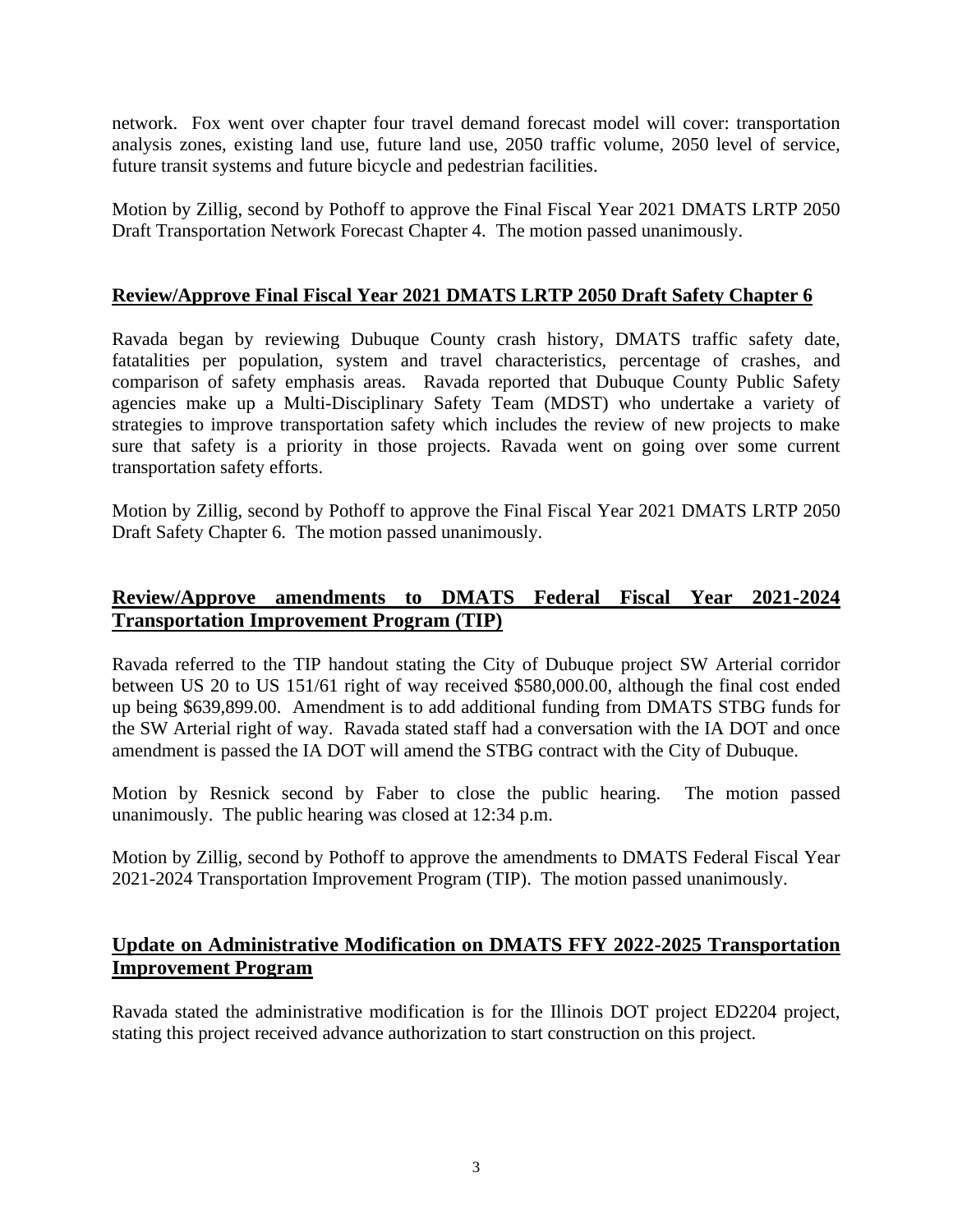network. Fox went over chapter four travel demand forecast model will cover: transportation analysis zones, existing land use, future land use, 2050 traffic volume, 2050 level of service, future transit systems and future bicycle and pedestrian facilities.

Motion by Zillig, second by Pothoff to approve the Final Fiscal Year 2021 DMATS LRTP 2050 Draft Transportation Network Forecast Chapter 4. The motion passed unanimously.

## Review/Approve Final Fiscal Year 2021 DMATS LRTP 2050 Draft Safety Chapter 6

Ravada began by reviewing Dubuque County crash history, DMATS traffic safety date, fatatalities per population, system and travel characteristics, percentage of crashes, and comparison of safety emphasis areas. Ravada reported that Dubuque County Public Safety agencies make up a Multi-Disciplinary Safety Team (MDST) who undertake a variety of strategies to improve transportation safety which includes the review of new projects to make sure that safety is a priority in those projects. Ravada went on going over some current transportation safety efforts.

Motion by Zillig, second by Pothoff to approve the Final Fiscal Year 2021 DMATS LRTP 2050 Draft Safety Chapter 6. The motion passed unanimously.

## Review/Approve amendments to DMATS Federal Fiscal Year 2021-2024 Transportation Improvement Program (TIP)

Ravada referred to the TIP handout stating the City of Dubuque project SW Arterial corridor between US 20 to US 151/61 right of way received $580,000.00, although the final cost ended up being $639,899.00. Amendment is to add additional funding from DMATS STBG funds for the SW Arterial right of way. Ravada stated staff had a conversation with the IA DOT and once amendment is passed the IA DOT will amend the STBG contract with the City of Dubuque.

Motion by Resnick second by Faber to close the public hearing. The motion passed unanimously. The public hearing was closed at 12:34 p.m.

Motion by Zillig, second by Pothoff to approve the amendments to DMATS Federal Fiscal Year 2021-2024 Transportation Improvement Program (TIP). The motion passed unanimously.

## Update on Administrative Modification on DMATS FFY 2022-2025 Transportation Improvement Program

Ravada stated the administrative modification is for the Illinois DOT project ED2204 project, stating this project received advance authorization to start construction on this project.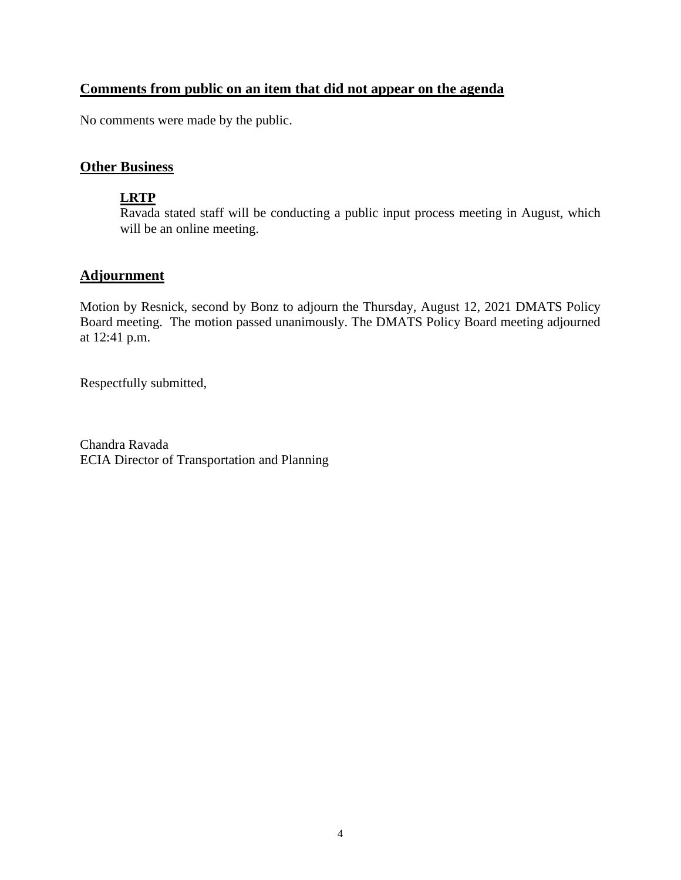## Comments from public on an item that did not appear on the agenda

No comments were made by the public.

## Other Business

### LRTP

Ravada stated staff will be conducting a public input process meeting in August, which will be an online meeting.

## Adjournment

Motion by Resnick, second by Bonz to adjourn the Thursday, August 12, 2021 DMATS Policy Board meeting. The motion passed unanimously. The DMATS Policy Board meeting adjourned at 12:41 p.m.

Respectfully submitted,

Chandra Ravada
ECIA Director of Transportation and Planning